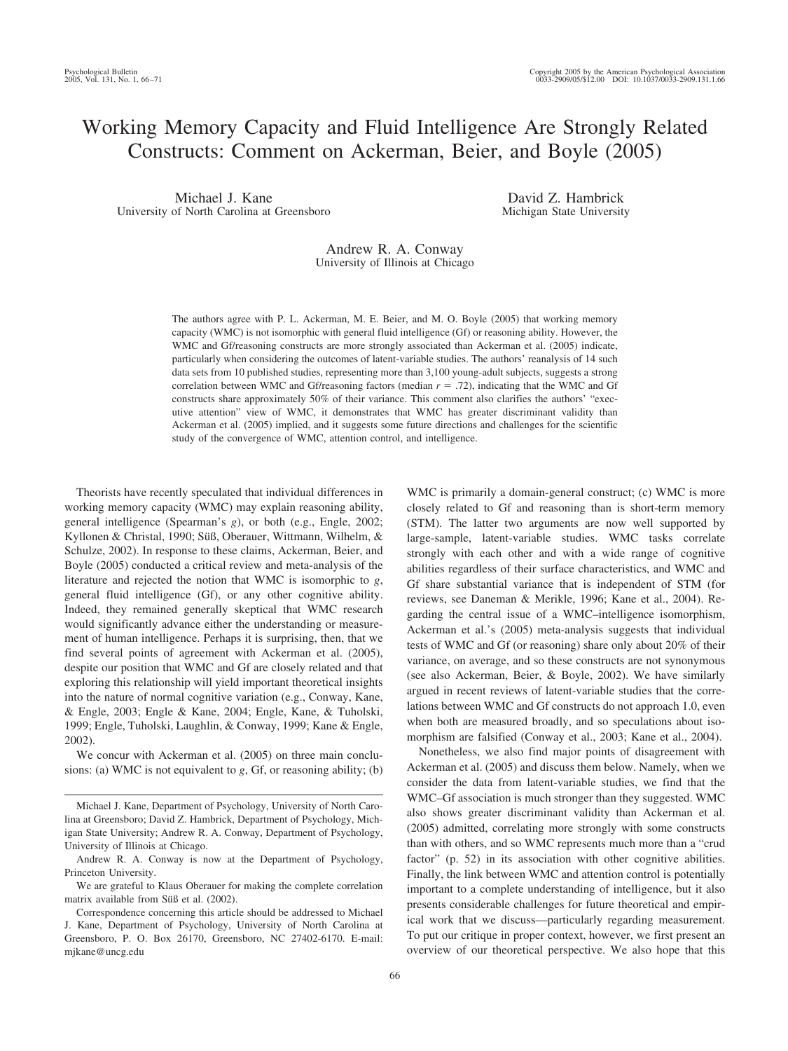# Working Memory Capacity and Fluid Intelligence Are Strongly Related Constructs: Comment on Ackerman, Beier, and Boyle (2005)

Michael J. Kane
University of North Carolina at Greensboro

David Z. Hambrick
Michigan State University

Andrew R. A. Conway
University of Illinois at Chicago

The authors agree with P. L. Ackerman, M. E. Beier, and M. O. Boyle (2005) that working memory capacity (WMC) is not isomorphic with general fluid intelligence (Gf) or reasoning ability. However, the WMC and Gf/reasoning constructs are more strongly associated than Ackerman et al. (2005) indicate, particularly when considering the outcomes of latent-variable studies. The authors' reanalysis of 14 such data sets from 10 published studies, representing more than 3,100 young-adult subjects, suggests a strong correlation between WMC and Gf/reasoning factors (median $r = .72$), indicating that the WMC and Gf constructs share approximately 50% of their variance. This comment also clarifies the authors' "executive attention" view of WMC, it demonstrates that WMC has greater discriminant validity than Ackerman et al. (2005) implied, and it suggests some future directions and challenges for the scientific study of the convergence of WMC, attention control, and intelligence.

Theorists have recently speculated that individual differences in working memory capacity (WMC) may explain reasoning ability, general intelligence (Spearman's *g*), or both (e.g., Engle, 2002; Kyllonen & Christal, 1990; Süß, Oberauer, Wittmann, Wilhelm, & Schulze, 2002). In response to these claims, Ackerman, Beier, and Boyle (2005) conducted a critical review and meta-analysis of the literature and rejected the notion that WMC is isomorphic to *g*, general fluid intelligence (Gf), or any other cognitive ability. Indeed, they remained generally skeptical that WMC research would significantly advance either the understanding or measurement of human intelligence. Perhaps it is surprising, then, that we find several points of agreement with Ackerman et al. (2005), despite our position that WMC and Gf are closely related and that exploring this relationship will yield important theoretical insights into the nature of normal cognitive variation (e.g., Conway, Kane, & Engle, 2003; Engle & Kane, 2004; Engle, Kane, & Tuholski, 1999; Engle, Tuholski, Laughlin, & Conway, 1999; Kane & Engle, 2002).

We concur with Ackerman et al. (2005) on three main conclusions: (a) WMC is not equivalent to *g*, Gf, or reasoning ability; (b) WMC is primarily a domain-general construct; (c) WMC is more closely related to Gf and reasoning than is short-term memory (STM). The latter two arguments are now well supported by large-sample, latent-variable studies. WMC tasks correlate strongly with each other and with a wide range of cognitive abilities regardless of their surface characteristics, and WMC and Gf share substantial variance that is independent of STM (for reviews, see Daneman & Merikle, 1996; Kane et al., 2004). Regarding the central issue of a WMC–intelligence isomorphism, Ackerman et al.'s (2005) meta-analysis suggests that individual tests of WMC and Gf (or reasoning) share only about 20% of their variance, on average, and so these constructs are not synonymous (see also Ackerman, Beier, & Boyle, 2002). We have similarly argued in recent reviews of latent-variable studies that the correlations between WMC and Gf constructs do not approach 1.0, even when both are measured broadly, and so speculations about isomorphism are falsified (Conway et al., 2003; Kane et al., 2004).

Nonetheless, we also find major points of disagreement with Ackerman et al. (2005) and discuss them below. Namely, when we consider the data from latent-variable studies, we find that the WMC–Gf association is much stronger than they suggested. WMC also shows greater discriminant validity than Ackerman et al. (2005) admitted, correlating more strongly with some constructs than with others, and so WMC represents much more than a "crud factor" (p. 52) in its association with other cognitive abilities. Finally, the link between WMC and attention control is potentially important to a complete understanding of intelligence, but it also presents considerable challenges for future theoretical and empirical work that we discuss—particularly regarding measurement. To put our critique in proper context, however, we first present an overview of our theoretical perspective. We also hope that this

---

Michael J. Kane, Department of Psychology, University of North Carolina at Greensboro; David Z. Hambrick, Department of Psychology, Michigan State University; Andrew R. A. Conway, Department of Psychology, University of Illinois at Chicago.

Andrew R. A. Conway is now at the Department of Psychology, Princeton University.

We are grateful to Klaus Oberauer for making the complete correlation matrix available from Süß et al. (2002).

Correspondence concerning this article should be addressed to Michael J. Kane, Department of Psychology, University of North Carolina at Greensboro, P. O. Box 26170, Greensboro, NC 27402-6170. E-mail: mjkane@uncg.edu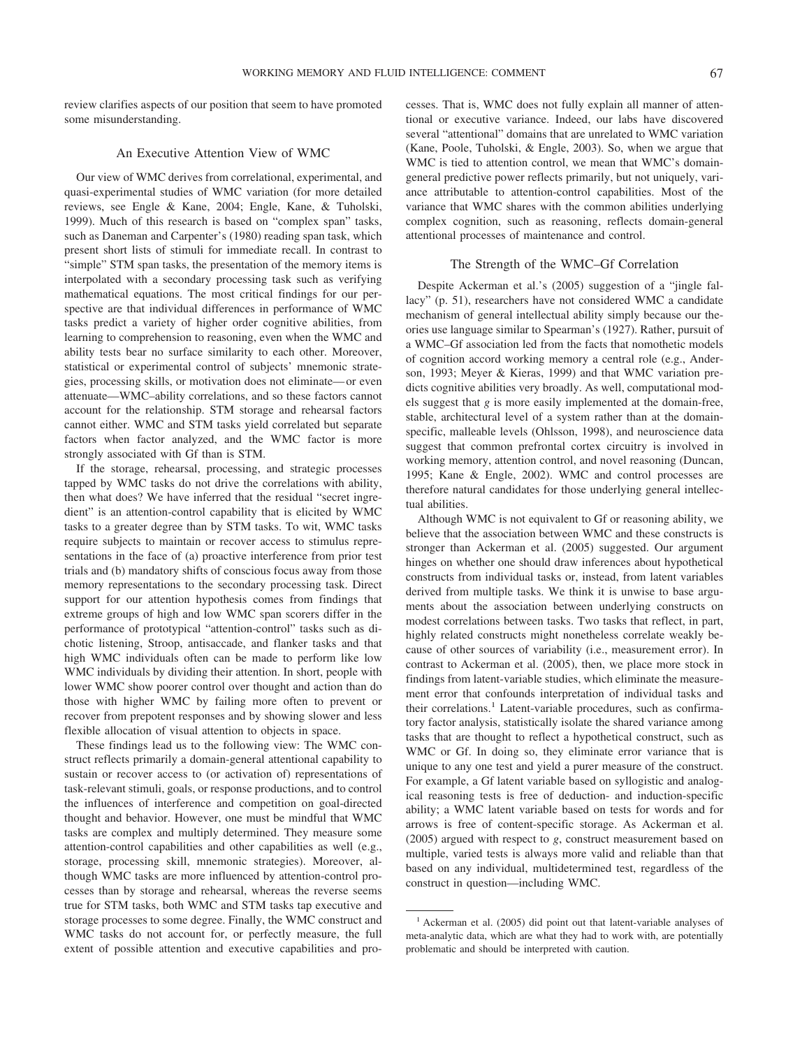review clarifies aspects of our position that seem to have promoted some misunderstanding.

## An Executive Attention View of WMC

Our view of WMC derives from correlational, experimental, and quasi-experimental studies of WMC variation (for more detailed reviews, see Engle & Kane, 2004; Engle, Kane, & Tuholski, 1999). Much of this research is based on "complex span" tasks, such as Daneman and Carpenter's (1980) reading span task, which present short lists of stimuli for immediate recall. In contrast to "simple" STM span tasks, the presentation of the memory items is interpolated with a secondary processing task such as verifying mathematical equations. The most critical findings for our perspective are that individual differences in performance of WMC tasks predict a variety of higher order cognitive abilities, from learning to comprehension to reasoning, even when the WMC and ability tests bear no surface similarity to each other. Moreover, statistical or experimental control of subjects' mnemonic strategies, processing skills, or motivation does not eliminate—or even attenuate—WMC–ability correlations, and so these factors cannot account for the relationship. STM storage and rehearsal factors cannot either. WMC and STM tasks yield correlated but separate factors when factor analyzed, and the WMC factor is more strongly associated with Gf than is STM.

If the storage, rehearsal, processing, and strategic processes tapped by WMC tasks do not drive the correlations with ability, then what does? We have inferred that the residual "secret ingredient" is an attention-control capability that is elicited by WMC tasks to a greater degree than by STM tasks. To wit, WMC tasks require subjects to maintain or recover access to stimulus representations in the face of (a) proactive interference from prior test trials and (b) mandatory shifts of conscious focus away from those memory representations to the secondary processing task. Direct support for our attention hypothesis comes from findings that extreme groups of high and low WMC span scorers differ in the performance of prototypical "attention-control" tasks such as dichotic listening, Stroop, antisaccade, and flanker tasks and that high WMC individuals often can be made to perform like low WMC individuals by dividing their attention. In short, people with lower WMC show poorer control over thought and action than do those with higher WMC by failing more often to prevent or recover from prepotent responses and by showing slower and less flexible allocation of visual attention to objects in space.

These findings lead us to the following view: The WMC construct reflects primarily a domain-general attentional capability to sustain or recover access to (or activation of) representations of task-relevant stimuli, goals, or response productions, and to control the influences of interference and competition on goal-directed thought and behavior. However, one must be mindful that WMC tasks are complex and multiply determined. They measure some attention-control capabilities and other capabilities as well (e.g., storage, processing skill, mnemonic strategies). Moreover, although WMC tasks are more influenced by attention-control processes than by storage and rehearsal, whereas the reverse seems true for STM tasks, both WMC and STM tasks tap executive and storage processes to some degree. Finally, the WMC construct and WMC tasks do not account for, or perfectly measure, the full extent of possible attention and executive capabilities and processes. That is, WMC does not fully explain all manner of attentional or executive variance. Indeed, our labs have discovered several "attentional" domains that are unrelated to WMC variation (Kane, Poole, Tuholski, & Engle, 2003). So, when we argue that WMC is tied to attention control, we mean that WMC's domain-general predictive power reflects primarily, but not uniquely, variance attributable to attention-control capabilities. Most of the variance that WMC shares with the common abilities underlying complex cognition, such as reasoning, reflects domain-general attentional processes of maintenance and control.

## The Strength of the WMC–Gf Correlation

Despite Ackerman et al.'s (2005) suggestion of a "jingle fallacy" (p. 51), researchers have not considered WMC a candidate mechanism of general intellectual ability simply because our theories use language similar to Spearman's (1927). Rather, pursuit of a WMC–Gf association led from the facts that nomothetic models of cognition accord working memory a central role (e.g., Anderson, 1993; Meyer & Kieras, 1999) and that WMC variation predicts cognitive abilities very broadly. As well, computational models suggest that *g* is more easily implemented at the domain-free, stable, architectural level of a system rather than at the domain-specific, malleable levels (Ohlsson, 1998), and neuroscience data suggest that common prefrontal cortex circuitry is involved in working memory, attention control, and novel reasoning (Duncan, 1995; Kane & Engle, 2002). WMC and control processes are therefore natural candidates for those underlying general intellectual abilities.

Although WMC is not equivalent to Gf or reasoning ability, we believe that the association between WMC and these constructs is stronger than Ackerman et al. (2005) suggested. Our argument hinges on whether one should draw inferences about hypothetical constructs from individual tasks or, instead, from latent variables derived from multiple tasks. We think it is unwise to base arguments about the association between underlying constructs on modest correlations between tasks. Two tasks that reflect, in part, highly related constructs might nonetheless correlate weakly because of other sources of variability (i.e., measurement error). In contrast to Ackerman et al. (2005), then, we place more stock in findings from latent-variable studies, which eliminate the measurement error that confounds interpretation of individual tasks and their correlations.[1] Latent-variable procedures, such as confirmatory factor analysis, statistically isolate the shared variance among tasks that are thought to reflect a hypothetical construct, such as WMC or Gf. In doing so, they eliminate error variance that is unique to any one test and yield a purer measure of the construct. For example, a Gf latent variable based on syllogistic and analogical reasoning tests is free of deduction- and induction-specific ability; a WMC latent variable based on tests for words and for arrows is free of content-specific storage. As Ackerman et al. (2005) argued with respect to *g*, construct measurement based on multiple, varied tests is always more valid and reliable than that based on any individual, multidetermined test, regardless of the construct in question—including WMC.

---

[1] Ackerman et al. (2005) did point out that latent-variable analyses of meta-analytic data, which are what they had to work with, are potentially problematic and should be interpreted with caution.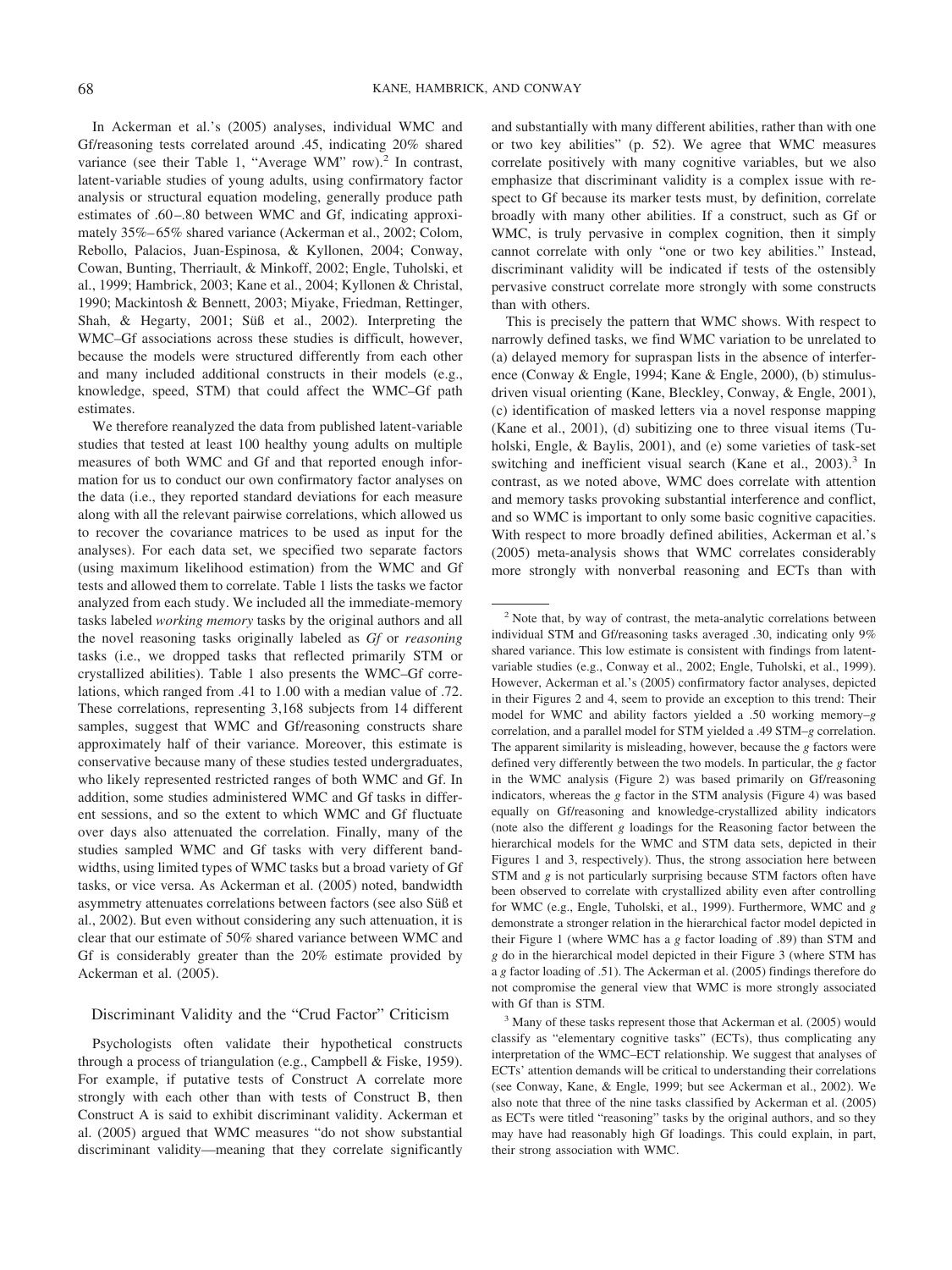In Ackerman et al.'s (2005) analyses, individual WMC and Gf/reasoning tests correlated around .45, indicating 20% shared variance (see their Table 1, "Average WM" row).[2] In contrast, latent-variable studies of young adults, using confirmatory factor analysis or structural equation modeling, generally produce path estimates of .60–.80 between WMC and Gf, indicating approximately 35%–65% shared variance (Ackerman et al., 2002; Colom, Rebollo, Palacios, Juan-Espinosa, & Kyllonen, 2004; Conway, Cowan, Bunting, Therriault, & Minkoff, 2002; Engle, Tuholski, et al., 1999; Hambrick, 2003; Kane et al., 2004; Kyllonen & Christal, 1990; Mackintosh & Bennett, 2003; Miyake, Friedman, Rettinger, Shah, & Hegarty, 2001; Süß et al., 2002). Interpreting the WMC–Gf associations across these studies is difficult, however, because the models were structured differently from each other and many included additional constructs in their models (e.g., knowledge, speed, STM) that could affect the WMC–Gf path estimates.

We therefore reanalyzed the data from published latent-variable studies that tested at least 100 healthy young adults on multiple measures of both WMC and Gf and that reported enough information for us to conduct our own confirmatory factor analyses on the data (i.e., they reported standard deviations for each measure along with all the relevant pairwise correlations, which allowed us to recover the covariance matrices to be used as input for the analyses). For each data set, we specified two separate factors (using maximum likelihood estimation) from the WMC and Gf tests and allowed them to correlate. Table 1 lists the tasks we factor analyzed from each study. We included all the immediate-memory tasks labeled *working memory* tasks by the original authors and all the novel reasoning tasks originally labeled as *Gf* or *reasoning* tasks (i.e., we dropped tasks that reflected primarily STM or crystallized abilities). Table 1 also presents the WMC–Gf correlations, which ranged from .41 to 1.00 with a median value of .72. These correlations, representing 3,168 subjects from 14 different samples, suggest that WMC and Gf/reasoning constructs share approximately half of their variance. Moreover, this estimate is conservative because many of these studies tested undergraduates, who likely represented restricted ranges of both WMC and Gf. In addition, some studies administered WMC and Gf tasks in different sessions, and so the extent to which WMC and Gf fluctuate over days also attenuated the correlation. Finally, many of the studies sampled WMC and Gf tasks with very different bandwidths, using limited types of WMC tasks but a broad variety of Gf tasks, or vice versa. As Ackerman et al. (2005) noted, bandwidth asymmetry attenuates correlations between factors (see also Süß et al., 2002). But even without considering any such attenuation, it is clear that our estimate of 50% shared variance between WMC and Gf is considerably greater than the 20% estimate provided by Ackerman et al. (2005).

## Discriminant Validity and the "Crud Factor" Criticism

Psychologists often validate their hypothetical constructs through a process of triangulation (e.g., Campbell & Fiske, 1959). For example, if putative tests of Construct A correlate more strongly with each other than with tests of Construct B, then Construct A is said to exhibit discriminant validity. Ackerman et al. (2005) argued that WMC measures "do not show substantial discriminant validity—meaning that they correlate significantly and substantially with many different abilities, rather than with one or two key abilities" (p. 52). We agree that WMC measures correlate positively with many cognitive variables, but we also emphasize that discriminant validity is a complex issue with respect to Gf because its marker tests must, by definition, correlate broadly with many other abilities. If a construct, such as Gf or WMC, is truly pervasive in complex cognition, then it simply cannot correlate with only "one or two key abilities." Instead, discriminant validity will be indicated if tests of the ostensibly pervasive construct correlate more strongly with some constructs than with others.

This is precisely the pattern that WMC shows. With respect to narrowly defined tasks, we find WMC variation to be unrelated to (a) delayed memory for supraspan lists in the absence of interference (Conway & Engle, 1994; Kane & Engle, 2000), (b) stimulus-driven visual orienting (Kane, Bleckley, Conway, & Engle, 2001), (c) identification of masked letters via a novel response mapping (Kane et al., 2001), (d) subitizing one to three visual items (Tuholski, Engle, & Baylis, 2001), and (e) some varieties of task-set switching and inefficient visual search (Kane et al., 2003).[3] In contrast, as we noted above, WMC does correlate with attention and memory tasks provoking substantial interference and conflict, and so WMC is important to only some basic cognitive capacities. With respect to more broadly defined abilities, Ackerman et al.'s (2005) meta-analysis shows that WMC correlates considerably more strongly with nonverbal reasoning and ECTs than with

[2] Note that, by way of contrast, the meta-analytic correlations between individual STM and Gf/reasoning tasks averaged .30, indicating only 9% shared variance. This low estimate is consistent with findings from latent-variable studies (e.g., Conway et al., 2002; Engle, Tuholski, et al., 1999). However, Ackerman et al.'s (2005) confirmatory factor analyses, depicted in their Figures 2 and 4, seem to provide an exception to this trend: Their model for WMC and ability factors yielded a .50 working memory–*g* correlation, and a parallel model for STM yielded a .49 STM–*g* correlation. The apparent similarity is misleading, however, because the *g* factors were defined very differently between the two models. In particular, the *g* factor in the WMC analysis (Figure 2) was based primarily on Gf/reasoning indicators, whereas the *g* factor in the STM analysis (Figure 4) was based equally on Gf/reasoning and knowledge-crystallized ability indicators (note also the different *g* loadings for the Reasoning factor between the hierarchical models for the WMC and STM data sets, depicted in their Figures 1 and 3, respectively). Thus, the strong association here between STM and *g* is not particularly surprising because STM factors often have been observed to correlate with crystallized ability even after controlling for WMC (e.g., Engle, Tuholski, et al., 1999). Furthermore, WMC and *g* demonstrate a stronger relation in the hierarchical factor model depicted in their Figure 1 (where WMC has a *g* factor loading of .89) than STM and *g* do in the hierarchical model depicted in their Figure 3 (where STM has a *g* factor loading of .51). The Ackerman et al. (2005) findings therefore do not compromise the general view that WMC is more strongly associated with Gf than is STM.

[3] Many of these tasks represent those that Ackerman et al. (2005) would classify as "elementary cognitive tasks" (ECTs), thus complicating any interpretation of the WMC–ECT relationship. We suggest that analyses of ECTs' attention demands will be critical to understanding their correlations (see Conway, Kane, & Engle, 1999; but see Ackerman et al., 2002). We also note that three of the nine tasks classified by Ackerman et al. (2005) as ECTs were titled "reasoning" tasks by the original authors, and so they may have had reasonably high Gf loadings. This could explain, in part, their strong association with WMC.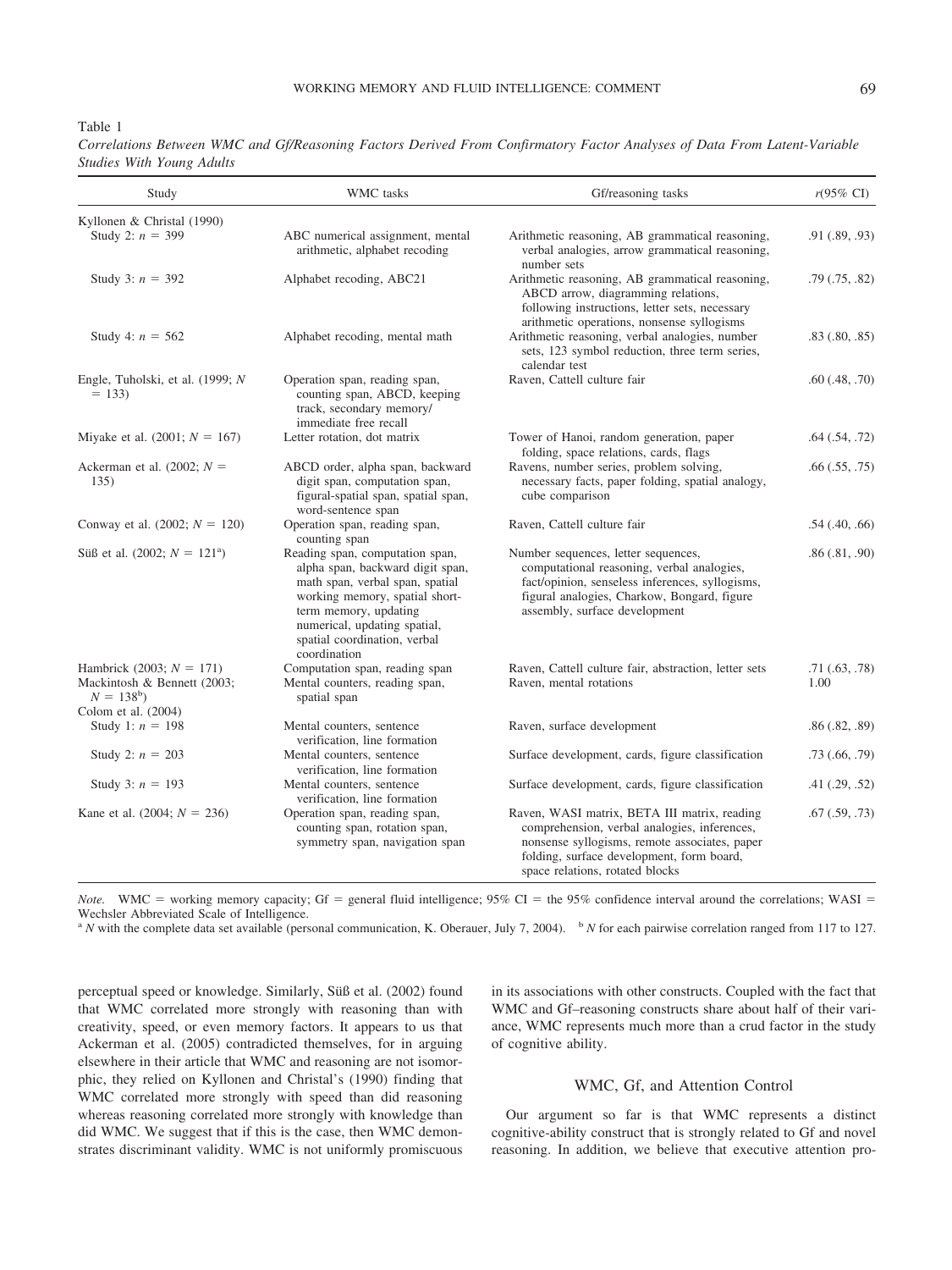Table 1

*Correlations Between WMC and Gf/Reasoning Factors Derived From Confirmatory Factor Analyses of Data From Latent-Variable Studies With Young Adults*

| Study | WMC tasks | Gf/reasoning tasks | r(95% CI) |
|---|---|---|---|
| Kyllonen & Christal (1990) | | | |
| Study 2: $n = 399$ | ABC numerical assignment, mental arithmetic, alphabet recoding | Arithmetic reasoning, AB grammatical reasoning, verbal analogies, arrow grammatical reasoning, number sets | .91 (.89, .93) |
| Study 3: $n = 392$ | Alphabet recoding, ABC21 | Arithmetic reasoning, AB grammatical reasoning, ABCD arrow, diagramming relations, following instructions, letter sets, necessary arithmetic operations, nonsense syllogisms | .79 (.75, .82) |
| Study 4: $n = 562$ | Alphabet recoding, mental math | Arithmetic reasoning, verbal analogies, number sets, 123 symbol reduction, three term series, calendar test | .83 (.80, .85) |
| Engle, Tuholski, et al. (1999; $N = 133$) | Operation span, reading span, counting span, ABCD, keeping track, secondary memory/immediate free recall | Raven, Cattell culture fair | .60 (.48, .70) |
| Miyake et al. (2001; $N = 167$) | Letter rotation, dot matrix | Tower of Hanoi, random generation, paper folding, space relations, cards, flags | .64 (.54, .72) |
| Ackerman et al. (2002; $N = 135$) | ABCD order, alpha span, backward digit span, computation span, figural-spatial span, spatial span, word-sentence span | Ravens, number series, problem solving, necessary facts, paper folding, spatial analogy, cube comparison | .66 (.55, .75) |
| Conway et al. (2002; $N = 120$) | Operation span, reading span, counting span | Raven, Cattell culture fair | .54 (.40, .66) |
| Süß et al. (2002; $N = 121$[a]) | Reading span, computation span, alpha span, backward digit span, math span, verbal span, spatial working memory, spatial short-term memory, updating numerical, updating spatial, spatial coordination, verbal coordination | Number sequences, letter sequences, computational reasoning, verbal analogies, fact/opinion, senseless inferences, syllogisms, figural analogies, Charkow, Bongard, figure assembly, surface development | .86 (.81, .90) |
| Hambrick (2003; $N = 171$) | Computation span, reading span | Raven, Cattell culture fair, abstraction, letter sets | .71 (.63, .78) |
| Mackintosh & Bennett (2003; $N = 138$[b]) | Mental counters, reading span, spatial span | Raven, mental rotations | 1.00 |
| Colom et al. (2004) | | | |
| Study 1: $n = 198$ | Mental counters, sentence verification, line formation | Raven, surface development | .86 (.82, .89) |
| Study 2: $n = 203$ | Mental counters, sentence verification, line formation | Surface development, cards, figure classification | .73 (.66, .79) |
| Study 3: $n = 193$ | Mental counters, sentence verification, line formation | Surface development, cards, figure classification | .41 (.29, .52) |
| Kane et al. (2004; $N = 236$) | Operation span, reading span, counting span, rotation span, symmetry span, navigation span | Raven, WASI matrix, BETA III matrix, reading comprehension, verbal analogies, inferences, nonsense syllogisms, remote associates, paper folding, surface development, form board, space relations, rotated blocks | .67 (.59, .73) |

*Note.* WMC = working memory capacity; Gf = general fluid intelligence; 95% CI = the 95% confidence interval around the correlations; WASI = Wechsler Abbreviated Scale of Intelligence.
[a] *N* with the complete data set available (personal communication, K. Oberauer, July 7, 2004). [b] *N* for each pairwise correlation ranged from 117 to 127.

perceptual speed or knowledge. Similarly, Süß et al. (2002) found that WMC correlated more strongly with reasoning than with creativity, speed, or even memory factors. It appears to us that Ackerman et al. (2005) contradicted themselves, for in arguing elsewhere in their article that WMC and reasoning are not isomorphic, they relied on Kyllonen and Christal's (1990) finding that WMC correlated more strongly with speed than did reasoning whereas reasoning correlated more strongly with knowledge than did WMC. We suggest that if this is the case, then WMC demonstrates discriminant validity. WMC is not uniformly promiscuous in its associations with other constructs. Coupled with the fact that WMC and Gf–reasoning constructs share about half of their variance, WMC represents much more than a crud factor in the study of cognitive ability.

## WMC, Gf, and Attention Control

Our argument so far is that WMC represents a distinct cognitive-ability construct that is strongly related to Gf and novel reasoning. In addition, we believe that executive attention pro-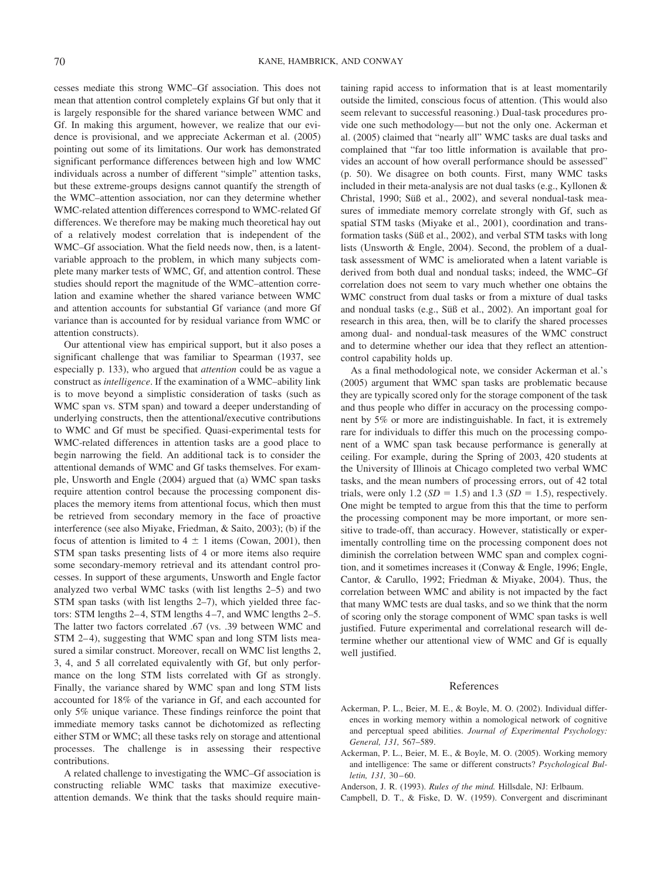cesses mediate this strong WMC–Gf association. This does not mean that attention control completely explains Gf but only that it is largely responsible for the shared variance between WMC and Gf. In making this argument, however, we realize that our evidence is provisional, and we appreciate Ackerman et al. (2005) pointing out some of its limitations. Our work has demonstrated significant performance differences between high and low WMC individuals across a number of different "simple" attention tasks, but these extreme-groups designs cannot quantify the strength of the WMC–attention association, nor can they determine whether WMC-related attention differences correspond to WMC-related Gf differences. We therefore may be making much theoretical hay out of a relatively modest correlation that is independent of the WMC–Gf association. What the field needs now, then, is a latent-variable approach to the problem, in which many subjects complete many marker tests of WMC, Gf, and attention control. These studies should report the magnitude of the WMC–attention correlation and examine whether the shared variance between WMC and attention accounts for substantial Gf variance (and more Gf variance than is accounted for by residual variance from WMC or attention constructs).

Our attentional view has empirical support, but it also poses a significant challenge that was familiar to Spearman (1937, see especially p. 133), who argued that *attention* could be as vague a construct as *intelligence*. If the examination of a WMC–ability link is to move beyond a simplistic consideration of tasks (such as WMC span vs. STM span) and toward a deeper understanding of underlying constructs, then the attentional/executive contributions to WMC and Gf must be specified. Quasi-experimental tests for WMC-related differences in attention tasks are a good place to begin narrowing the field. An additional tack is to consider the attentional demands of WMC and Gf tasks themselves. For example, Unsworth and Engle (2004) argued that (a) WMC span tasks require attention control because the processing component displaces the memory items from attentional focus, which then must be retrieved from secondary memory in the face of proactive interference (see also Miyake, Friedman, & Saito, 2003); (b) if the focus of attention is limited to $4 \pm 1$ items (Cowan, 2001), then STM span tasks presenting lists of 4 or more items also require some secondary-memory retrieval and its attendant control processes. In support of these arguments, Unsworth and Engle factor analyzed two verbal WMC tasks (with list lengths 2–5) and two STM span tasks (with list lengths 2–7), which yielded three factors: STM lengths 2–4, STM lengths 4–7, and WMC lengths 2–5. The latter two factors correlated .67 (vs. .39 between WMC and STM 2–4), suggesting that WMC span and long STM lists measured a similar construct. Moreover, recall on WMC list lengths 2, 3, 4, and 5 all correlated equivalently with Gf, but only performance on the long STM lists correlated with Gf as strongly. Finally, the variance shared by WMC span and long STM lists accounted for 18% of the variance in Gf, and each accounted for only 5% unique variance. These findings reinforce the point that immediate memory tasks cannot be dichotomized as reflecting either STM or WMC; all these tasks rely on storage and attentional processes. The challenge is in assessing their respective contributions.

A related challenge to investigating the WMC–Gf association is constructing reliable WMC tasks that maximize executive-attention demands. We think that the tasks should require maintaining rapid access to information that is at least momentarily outside the limited, conscious focus of attention. (This would also seem relevant to successful reasoning.) Dual-task procedures provide one such methodology—but not the only one. Ackerman et al. (2005) claimed that "nearly all" WMC tasks are dual tasks and complained that "far too little information is available that provides an account of how overall performance should be assessed" (p. 50). We disagree on both counts. First, many WMC tasks included in their meta-analysis are not dual tasks (e.g., Kyllonen & Christal, 1990; Süß et al., 2002), and several nondual-task measures of immediate memory correlate strongly with Gf, such as spatial STM tasks (Miyake et al., 2001), coordination and transformation tasks (Süß et al., 2002), and verbal STM tasks with long lists (Unsworth & Engle, 2004). Second, the problem of a dual-task assessment of WMC is ameliorated when a latent variable is derived from both dual and nondual tasks; indeed, the WMC–Gf correlation does not seem to vary much whether one obtains the WMC construct from dual tasks or from a mixture of dual tasks and nondual tasks (e.g., Süß et al., 2002). An important goal for research in this area, then, will be to clarify the shared processes among dual- and nondual-task measures of the WMC construct and to determine whether our idea that they reflect an attention-control capability holds up.

As a final methodological note, we consider Ackerman et al.'s (2005) argument that WMC span tasks are problematic because they are typically scored only for the storage component of the task and thus people who differ in accuracy on the processing component by 5% or more are indistinguishable. In fact, it is extremely rare for individuals to differ this much on the processing component of a WMC span task because performance is generally at ceiling. For example, during the Spring of 2003, 420 students at the University of Illinois at Chicago completed two verbal WMC tasks, and the mean numbers of processing errors, out of 42 total trials, were only 1.2 ($SD = 1.5$) and 1.3 ($SD = 1.5$), respectively. One might be tempted to argue from this that the time to perform the processing component may be more important, or more sensitive to trade-off, than accuracy. However, statistically or experimentally controlling time on the processing component does not diminish the correlation between WMC span and complex cognition, and it sometimes increases it (Conway & Engle, 1996; Engle, Cantor, & Carullo, 1992; Friedman & Miyake, 2004). Thus, the correlation between WMC and ability is not impacted by the fact that many WMC tests are dual tasks, and so we think that the norm of scoring only the storage component of WMC span tasks is well justified. Future experimental and correlational research will determine whether our attentional view of WMC and Gf is equally well justified.

## References

Ackerman, P. L., Beier, M. E., & Boyle, M. O. (2002). Individual differences in working memory within a nomological network of cognitive and perceptual speed abilities. *Journal of Experimental Psychology: General, 131,* 567–589.

Ackerman, P. L., Beier, M. E., & Boyle, M. O. (2005). Working memory and intelligence: The same or different constructs? *Psychological Bulletin, 131,* 30–60.

Anderson, J. R. (1993). *Rules of the mind.* Hillsdale, NJ: Erlbaum.

Campbell, D. T., & Fiske, D. W. (1959). Convergent and discriminant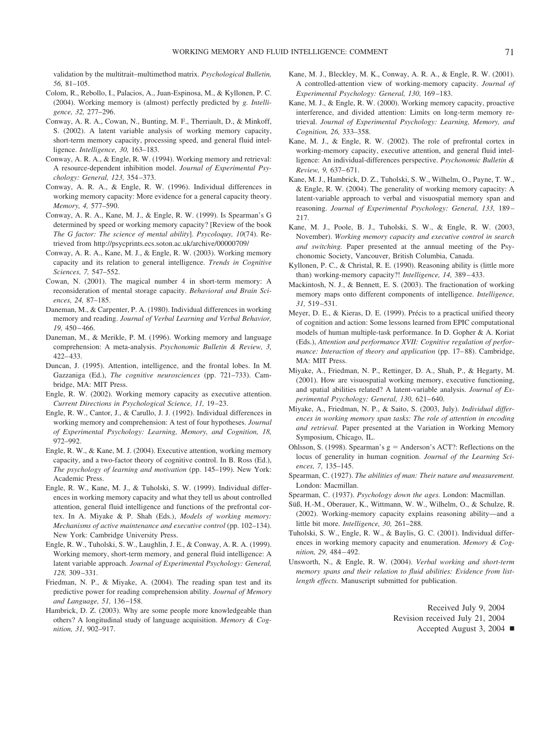validation by the multitrait–multimethod matrix. *Psychological Bulletin, 56,* 81–105.

Colom, R., Rebollo, I., Palacios, A., Juan-Espinosa, M., & Kyllonen, P. C. (2004). Working memory is (almost) perfectly predicted by *g. Intelligence, 32,* 277–296.

Conway, A. R. A., Cowan, N., Bunting, M. F., Therriault, D., & Minkoff, S. (2002). A latent variable analysis of working memory capacity, short-term memory capacity, processing speed, and general fluid intelligence. *Intelligence, 30,* 163–183.

Conway, A. R. A., & Engle, R. W. (1994). Working memory and retrieval: A resource-dependent inhibition model. *Journal of Experimental Psychology: General, 123,* 354–373.

Conway, A. R. A., & Engle, R. W. (1996). Individual differences in working memory capacity: More evidence for a general capacity theory. *Memory, 4,* 577–590.

Conway, A. R. A., Kane, M. J., & Engle, R. W. (1999). Is Spearman's G determined by speed or working memory capacity? [Review of the book *The G factor: The science of mental ability*]. *Psycoloquy, 10*(74). Retrieved from http://psycprints.ecs.soton.ac.uk/archive/00000709/

Conway, A. R. A., Kane, M. J., & Engle, R. W. (2003). Working memory capacity and its relation to general intelligence. *Trends in Cognitive Sciences, 7,* 547–552.

Cowan, N. (2001). The magical number 4 in short-term memory: A reconsideration of mental storage capacity. *Behavioral and Brain Sciences, 24,* 87–185.

Daneman, M., & Carpenter, P. A. (1980). Individual differences in working memory and reading. *Journal of Verbal Learning and Verbal Behavior, 19,* 450–466.

Daneman, M., & Merikle, P. M. (1996). Working memory and language comprehension: A meta-analysis. *Psychonomic Bulletin & Review, 3,* 422–433.

Duncan, J. (1995). Attention, intelligence, and the frontal lobes. In M. Gazzaniga (Ed.), *The cognitive neurosciences* (pp. 721–733). Cambridge, MA: MIT Press.

Engle, R. W. (2002). Working memory capacity as executive attention. *Current Directions in Psychological Science, 11,* 19–23.

Engle, R. W., Cantor, J., & Carullo, J. J. (1992). Individual differences in working memory and comprehension: A test of four hypotheses. *Journal of Experimental Psychology: Learning, Memory, and Cognition, 18,* 972–992.

Engle, R. W., & Kane, M. J. (2004). Executive attention, working memory capacity, and a two-factor theory of cognitive control. In B. Ross (Ed.), *The psychology of learning and motivation* (pp. 145–199). New York: Academic Press.

Engle, R. W., Kane, M. J., & Tuholski, S. W. (1999). Individual differences in working memory capacity and what they tell us about controlled attention, general fluid intelligence and functions of the prefrontal cortex. In A. Miyake & P. Shah (Eds.), *Models of working memory: Mechanisms of active maintenance and executive control* (pp. 102–134). New York: Cambridge University Press.

Engle, R. W., Tuholski, S. W., Laughlin, J. E., & Conway, A. R. A. (1999). Working memory, short-term memory, and general fluid intelligence: A latent variable approach. *Journal of Experimental Psychology: General, 128,* 309–331.

Friedman, N. P., & Miyake, A. (2004). The reading span test and its predictive power for reading comprehension ability. *Journal of Memory and Language, 51,* 136–158.

Hambrick, D. Z. (2003). Why are some people more knowledgeable than others? A longitudinal study of language acquisition. *Memory & Cognition, 31,* 902–917.

Kane, M. J., Bleckley, M. K., Conway, A. R. A., & Engle, R. W. (2001). A controlled-attention view of working-memory capacity. *Journal of Experimental Psychology: General, 130,* 169–183.

Kane, M. J., & Engle, R. W. (2000). Working memory capacity, proactive interference, and divided attention: Limits on long-term memory retrieval. *Journal of Experimental Psychology: Learning, Memory, and Cognition, 26,* 333–358.

Kane, M. J., & Engle, R. W. (2002). The role of prefrontal cortex in working-memory capacity, executive attention, and general fluid intelligence: An individual-differences perspective. *Psychonomic Bulletin & Review, 9,* 637–671.

Kane, M. J., Hambrick, D. Z., Tuholski, S. W., Wilhelm, O., Payne, T. W., & Engle, R. W. (2004). The generality of working memory capacity: A latent-variable approach to verbal and visuospatial memory span and reasoning. *Journal of Experimental Psychology: General, 133,* 189–217.

Kane, M. J., Poole, B. J., Tuholski, S. W., & Engle, R. W. (2003, November). *Working memory capacity and executive control in search and switching.* Paper presented at the annual meeting of the Psychonomic Society, Vancouver, British Columbia, Canada.

Kyllonen, P. C., & Christal, R. E. (1990). Reasoning ability is (little more than) working-memory capacity?! *Intelligence, 14,* 389–433.

Mackintosh, N. J., & Bennett, E. S. (2003). The fractionation of working memory maps onto different components of intelligence. *Intelligence, 31,* 519–531.

Meyer, D. E., & Kieras, D. E. (1999). Précis to a practical unified theory of cognition and action: Some lessons learned from EPIC computational models of human multiple-task performance. In D. Gopher & A. Koriat (Eds.), *Attention and performance XVII: Cognitive regulation of performance: Interaction of theory and application* (pp. 17–88). Cambridge, MA: MIT Press.

Miyake, A., Friedman, N. P., Rettinger, D. A., Shah, P., & Hegarty, M. (2001). How are visuospatial working memory, executive functioning, and spatial abilities related? A latent-variable analysis. *Journal of Experimental Psychology: General, 130,* 621–640.

Miyake, A., Friedman, N. P., & Saito, S. (2003, July). *Individual differences in working memory span tasks: The role of attention in encoding and retrieval.* Paper presented at the Variation in Working Memory Symposium, Chicago, IL.

Ohlsson, S. (1998). Spearman's g = Anderson's ACT?: Reflections on the locus of generality in human cognition. *Journal of the Learning Sciences, 7,* 135–145.

Spearman, C. (1927). *The abilities of man: Their nature and measurement.* London: Macmillan.

Spearman, C. (1937). *Psychology down the ages.* London: Macmillan.

Süß, H.-M., Oberauer, K., Wittmann, W. W., Wilhelm, O., & Schulze, R. (2002). Working-memory capacity explains reasoning ability—and a little bit more. *Intelligence, 30,* 261–288.

Tuholski, S. W., Engle, R. W., & Baylis, G. C. (2001). Individual differences in working memory capacity and enumeration. *Memory & Cognition, 29,* 484–492.

Unsworth, N., & Engle, R. W. (2004). *Verbal working and short-term memory spans and their relation to fluid abilities: Evidence from list-length effects.* Manuscript submitted for publication.

Received July 9, 2004
Revision received July 21, 2004
Accepted August 3, 2004 ■